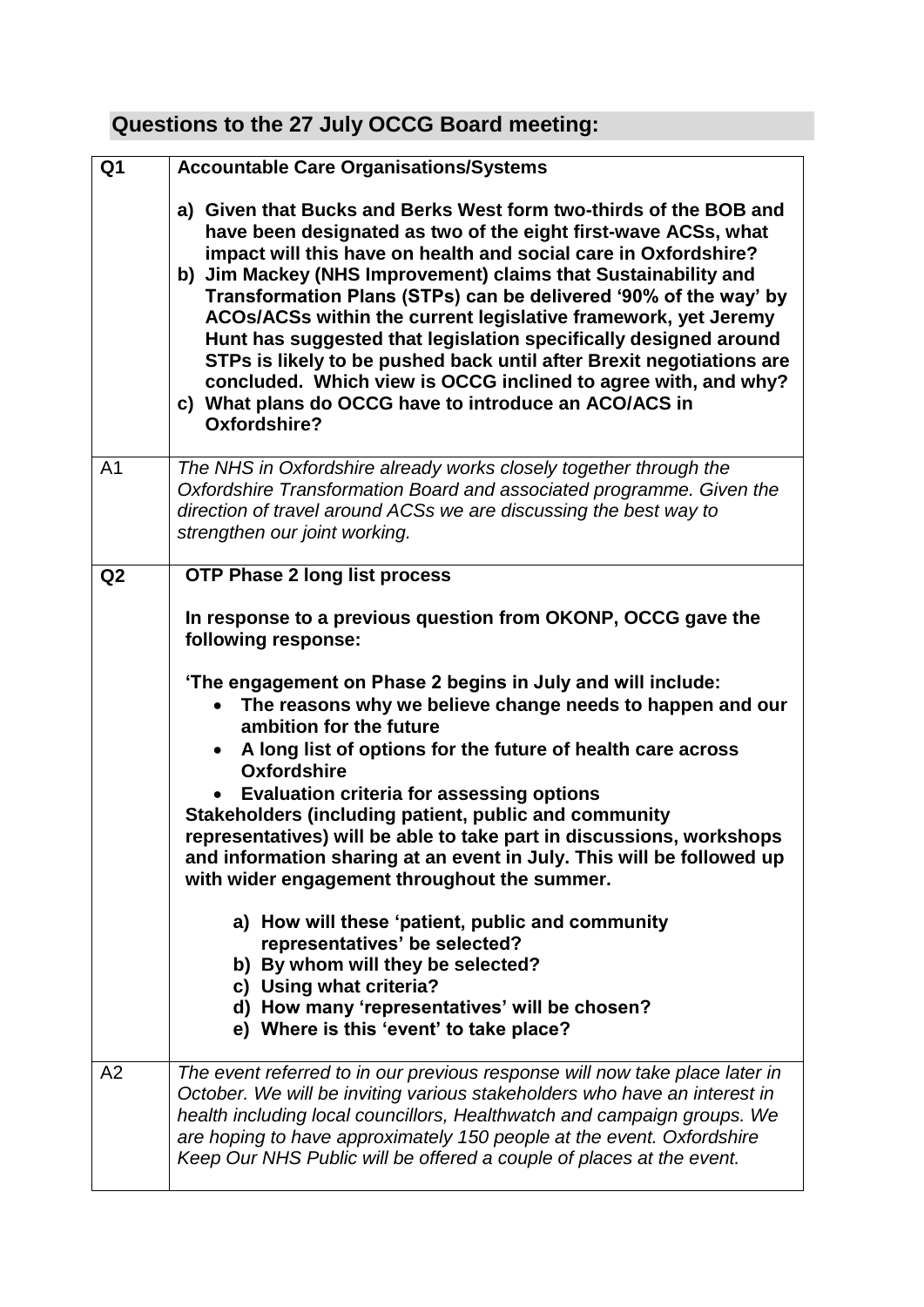## Questions to the 27 July OCCG Board meeting:

| | |
|---|---|
| **Q1** | **Accountable Care Organisations/Systems**<br><br>**a) Given that Bucks and Berks West form two-thirds of the BOB and have been designated as two of the eight first-wave ACSs, what impact will this have on health and social care in Oxfordshire?**<br>**b) Jim Mackey (NHS Improvement) claims that Sustainability and Transformation Plans (STPs) can be delivered '90% of the way' by ACOs/ACSs within the current legislative framework, yet Jeremy Hunt has suggested that legislation specifically designed around STPs is likely to be pushed back until after Brexit negotiations are concluded. Which view is OCCG inclined to agree with, and why?**<br>**c) What plans do OCCG have to introduce an ACO/ACS in Oxfordshire?** |
| A1 | *The NHS in Oxfordshire already works closely together through the Oxfordshire Transformation Board and associated programme. Given the direction of travel around ACSs we are discussing the best way to strengthen our joint working.* |
| **Q2** | **OTP Phase 2 long list process**<br><br>**In response to a previous question from OKONP, OCCG gave the following response:**<br><br>**'The engagement on Phase 2 begins in July and will include:**<br>• **The reasons why we believe change needs to happen and our ambition for the future**<br>• **A long list of options for the future of health care across Oxfordshire**<br>• **Evaluation criteria for assessing options**<br>**Stakeholders (including patient, public and community representatives) will be able to take part in discussions, workshops and information sharing at an event in July. This will be followed up with wider engagement throughout the summer.**<br><br>**a) How will these 'patient, public and community representatives' be selected?**<br>**b) By whom will they be selected?**<br>**c) Using what criteria?**<br>**d) How many 'representatives' will be chosen?**<br>**e) Where is this 'event' to take place?** |
| A2 | *The event referred to in our previous response will now take place later in October. We will be inviting various stakeholders who have an interest in health including local councillors, Healthwatch and campaign groups. We are hoping to have approximately 150 people at the event. Oxfordshire Keep Our NHS Public will be offered a couple of places at the event.* |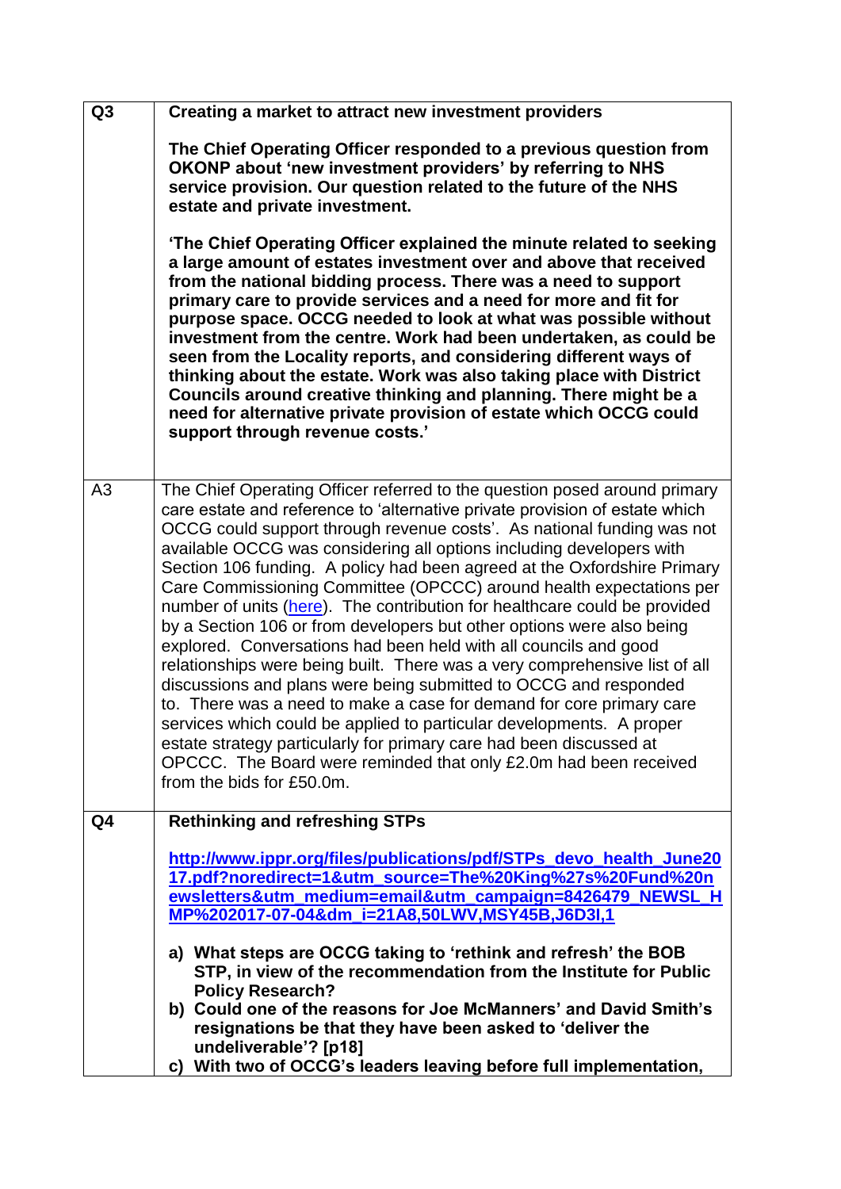| | |
|---|---|
| **Q3** | **Creating a market to attract new investment providers**<br><br>**The Chief Operating Officer responded to a previous question from OKONP about 'new investment providers' by referring to NHS service provision. Our question related to the future of the NHS estate and private investment.**<br><br>**'The Chief Operating Officer explained the minute related to seeking a large amount of estates investment over and above that received from the national bidding process. There was a need to support primary care to provide services and a need for more and fit for purpose space. OCCG needed to look at what was possible without investment from the centre. Work had been undertaken, as could be seen from the Locality reports, and considering different ways of thinking about the estate. Work was also taking place with District Councils around creative thinking and planning. There might be a need for alternative private provision of estate which OCCG could support through revenue costs.'** |
| A3 | The Chief Operating Officer referred to the question posed around primary care estate and reference to 'alternative private provision of estate which OCCG could support through revenue costs'. As national funding was not available OCCG was considering all options including developers with Section 106 funding. A policy had been agreed at the Oxfordshire Primary Care Commissioning Committee (OPCCC) around health expectations per number of units (here). The contribution for healthcare could be provided by a Section 106 or from developers but other options were also being explored. Conversations had been held with all councils and good relationships were being built. There was a very comprehensive list of all discussions and plans were being submitted to OCCG and responded to. There was a need to make a case for demand for core primary care services which could be applied to particular developments. A proper estate strategy particularly for primary care had been discussed at OPCCC. The Board were reminded that only £2.0m had been received from the bids for £50.0m. |
| **Q4** | **Rethinking and refreshing STPs**<br><br>**http://www.ippr.org/files/publications/pdf/STPs_devo_health_June2017.pdf?noredirect=1&utm_source=The%20King%27s%20Fund%20newsletters&utm_medium=email&utm_campaign=8426479_NEWSL_HMP%202017-07-04&dm_i=21A8,50LWV,MSY45B,J6D3I,1**<br><br>**a) What steps are OCCG taking to 'rethink and refresh' the BOB STP, in view of the recommendation from the Institute for Public Policy Research?**<br>**b) Could one of the reasons for Joe McManners' and David Smith's resignations be that they have been asked to 'deliver the undeliverable'? [p18]**<br>**c) With two of OCCG's leaders leaving before full implementation,** |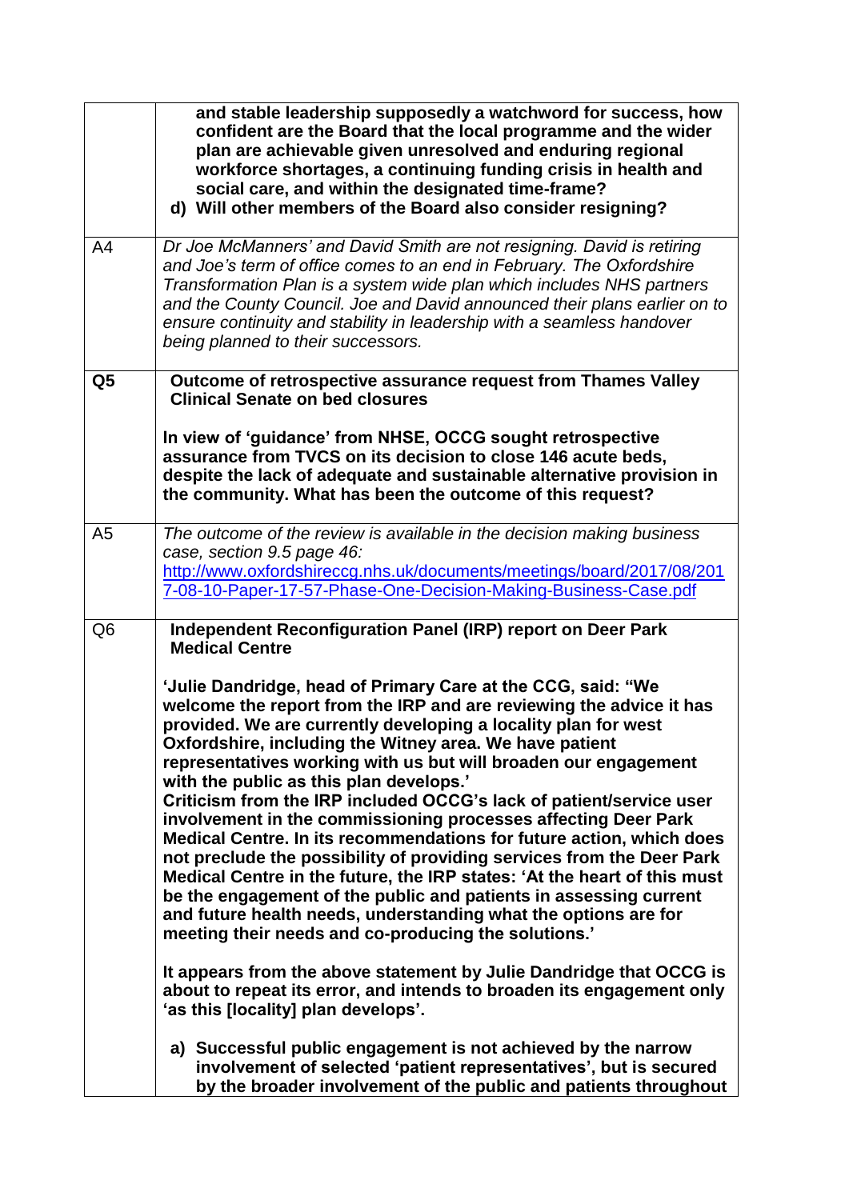| | |
|---|---|
| | **and stable leadership supposedly a watchword for success, how confident are the Board that the local programme and the wider plan are achievable given unresolved and enduring regional workforce shortages, a continuing funding crisis in health and social care, and within the designated time-frame?**<br>**d) Will other members of the Board also consider resigning?** |
| A4 | *Dr Joe McManners' and David Smith are not resigning. David is retiring and Joe's term of office comes to an end in February. The Oxfordshire Transformation Plan is a system wide plan which includes NHS partners and the County Council. Joe and David announced their plans earlier on to ensure continuity and stability in leadership with a seamless handover being planned to their successors.* |
| **Q5** | **Outcome of retrospective assurance request from Thames Valley Clinical Senate on bed closures**<br><br>**In view of 'guidance' from NHSE, OCCG sought retrospective assurance from TVCS on its decision to close 146 acute beds, despite the lack of adequate and sustainable alternative provision in the community. What has been the outcome of this request?** |
| A5 | *The outcome of the review is available in the decision making business case, section 9.5 page 46:* [http://www.oxfordshireccg.nhs.uk/documents/meetings/board/2017/08/2017-08-10-Paper-17-57-Phase-One-Decision-Making-Business-Case.pdf](http://www.oxfordshireccg.nhs.uk/documents/meetings/board/2017/08/2017-08-10-Paper-17-57-Phase-One-Decision-Making-Business-Case.pdf) |
| Q6 | **Independent Reconfiguration Panel (IRP) report on Deer Park Medical Centre**<br><br>**'Julie Dandridge, head of Primary Care at the CCG, said: "We welcome the report from the IRP and are reviewing the advice it has provided. We are currently developing a locality plan for west Oxfordshire, including the Witney area. We have patient representatives working with us but will broaden our engagement with the public as this plan develops.'**<br>**Criticism from the IRP included OCCG's lack of patient/service user involvement in the commissioning processes affecting Deer Park Medical Centre. In its recommendations for future action, which does not preclude the possibility of providing services from the Deer Park Medical Centre in the future, the IRP states: 'At the heart of this must be the engagement of the public and patients in assessing current and future health needs, understanding what the options are for meeting their needs and co-producing the solutions.'**<br><br>**It appears from the above statement by Julie Dandridge that OCCG is about to repeat its error, and intends to broaden its engagement only 'as this [locality] plan develops'.**<br><br>**a) Successful public engagement is not achieved by the narrow involvement of selected 'patient representatives', but is secured by the broader involvement of the public and patients throughout** |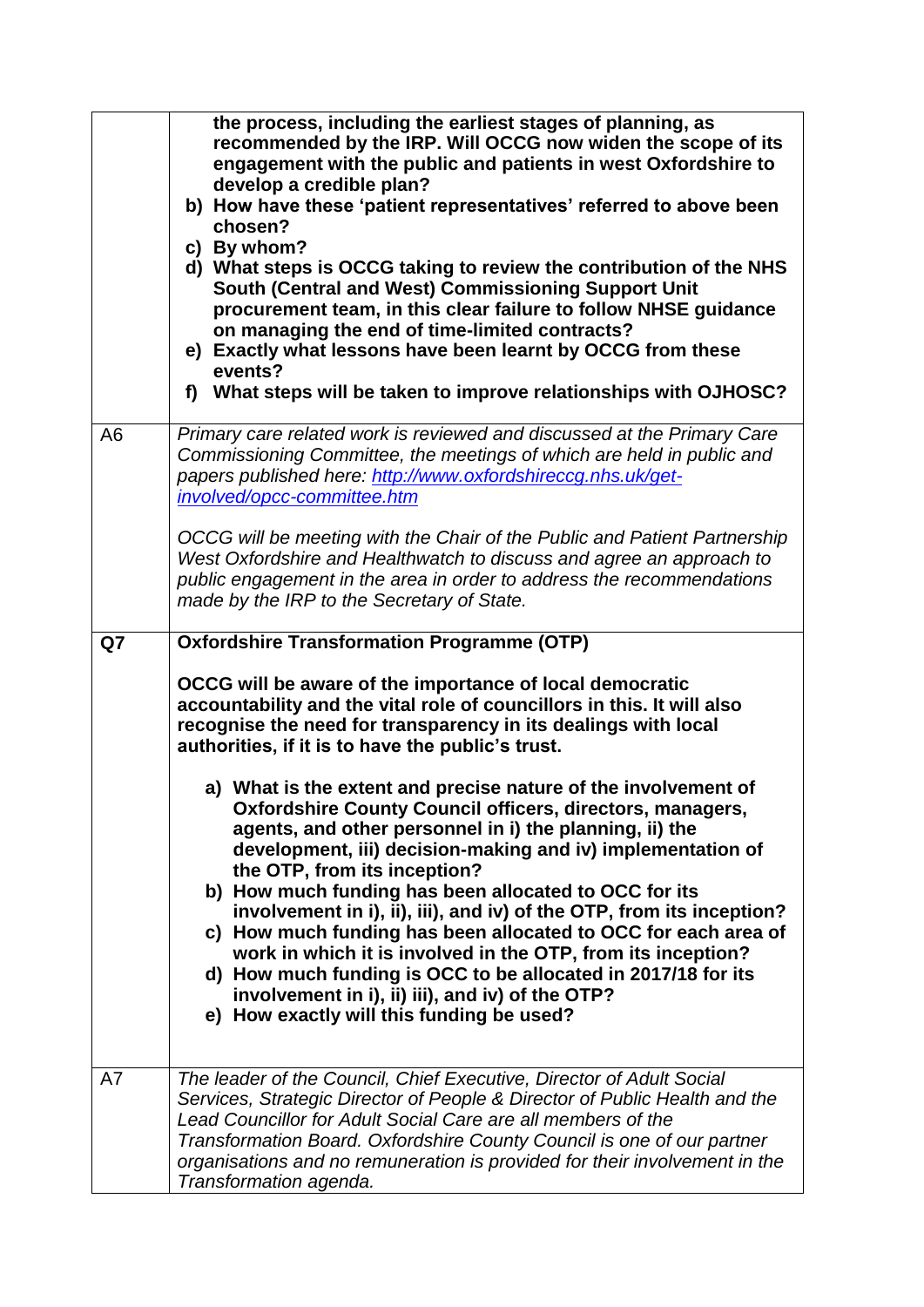| | |
|---|---|
| | **the process, including the earliest stages of planning, as recommended by the IRP. Will OCCG now widen the scope of its engagement with the public and patients in west Oxfordshire to develop a credible plan?**<br>**b) How have these 'patient representatives' referred to above been chosen?**<br>**c) By whom?**<br>**d) What steps is OCCG taking to review the contribution of the NHS South (Central and West) Commissioning Support Unit procurement team, in this clear failure to follow NHSE guidance on managing the end of time-limited contracts?**<br>**e) Exactly what lessons have been learnt by OCCG from these events?**<br>**f) What steps will be taken to improve relationships with OJHOSC?** |
| A6 | *Primary care related work is reviewed and discussed at the Primary Care Commissioning Committee, the meetings of which are held in public and papers published here: [http://www.oxfordshireccg.nhs.uk/get-involved/opcc-committee.htm](http://www.oxfordshireccg.nhs.uk/get-involved/opcc-committee.htm)*<br><br>*OCCG will be meeting with the Chair of the Public and Patient Partnership West Oxfordshire and Healthwatch to discuss and agree an approach to public engagement in the area in order to address the recommendations made by the IRP to the Secretary of State.* |
| **Q7** | **Oxfordshire Transformation Programme (OTP)**<br><br>**OCCG will be aware of the importance of local democratic accountability and the vital role of councillors in this. It will also recognise the need for transparency in its dealings with local authorities, if it is to have the public's trust.**<br><br>**a) What is the extent and precise nature of the involvement of Oxfordshire County Council officers, directors, managers, agents, and other personnel in i) the planning, ii) the development, iii) decision-making and iv) implementation of the OTP, from its inception?**<br>**b) How much funding has been allocated to OCC for its involvement in i), ii), iii), and iv) of the OTP, from its inception?**<br>**c) How much funding has been allocated to OCC for each area of work in which it is involved in the OTP, from its inception?**<br>**d) How much funding is OCC to be allocated in 2017/18 for its involvement in i), ii) iii), and iv) of the OTP?**<br>**e) How exactly will this funding be used?** |
| A7 | *The leader of the Council, Chief Executive, Director of Adult Social Services, Strategic Director of People & Director of Public Health and the Lead Councillor for Adult Social Care are all members of the Transformation Board. Oxfordshire County Council is one of our partner organisations and no remuneration is provided for their involvement in the Transformation agenda.* |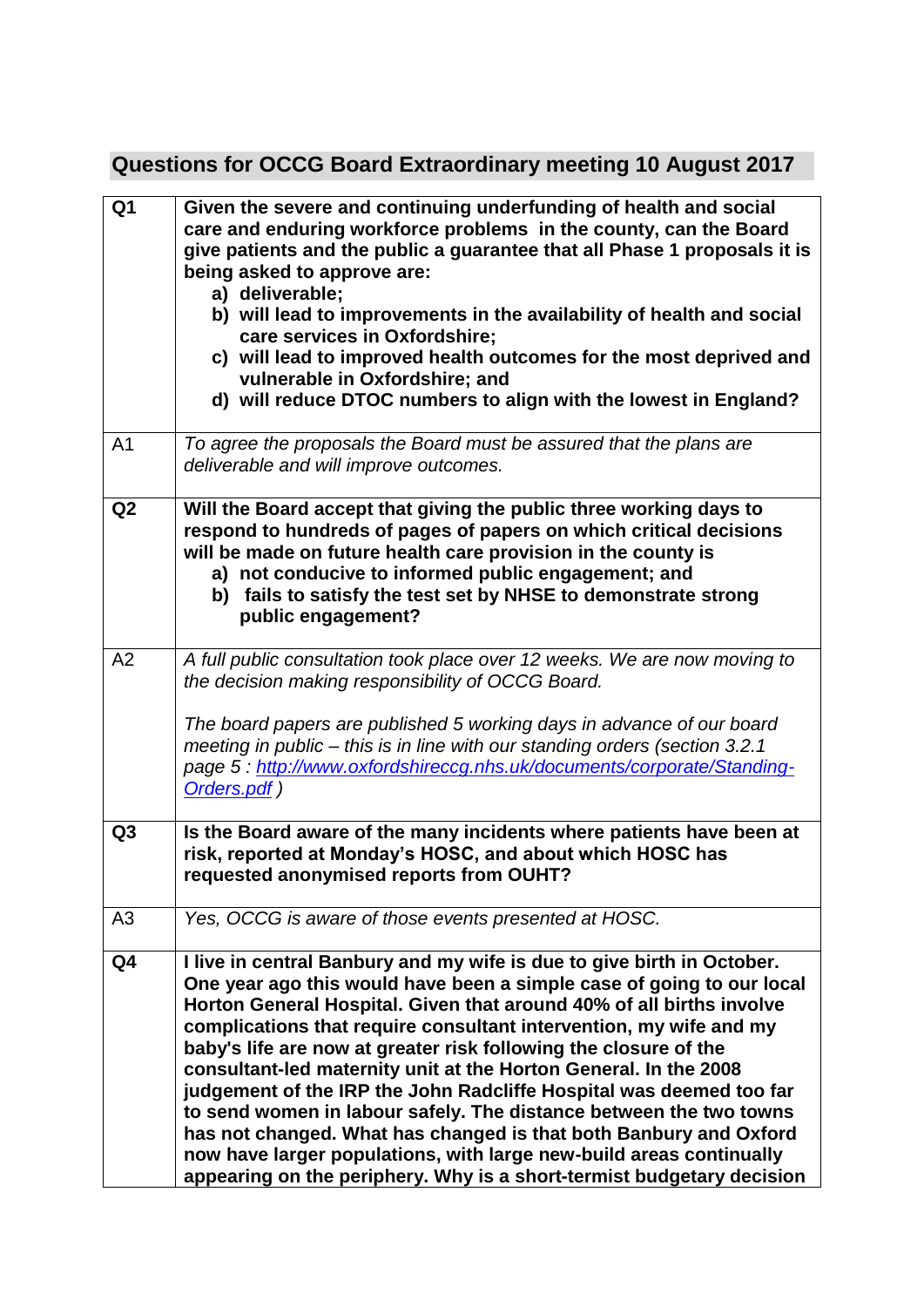## Questions for OCCG Board Extraordinary meeting 10 August 2017

| | |
|---|---|
| **Q1** | **Given the severe and continuing underfunding of health and social care and enduring workforce problems in the county, can the Board give patients and the public a guarantee that all Phase 1 proposals it is being asked to approve are:**<br>**a) deliverable;**<br>**b) will lead to improvements in the availability of health and social care services in Oxfordshire;**<br>**c) will lead to improved health outcomes for the most deprived and vulnerable in Oxfordshire; and**<br>**d) will reduce DTOC numbers to align with the lowest in England?** |
| A1 | *To agree the proposals the Board must be assured that the plans are deliverable and will improve outcomes.* |
| **Q2** | **Will the Board accept that giving the public three working days to respond to hundreds of pages of papers on which critical decisions will be made on future health care provision in the county is**<br>**a) not conducive to informed public engagement; and**<br>**b) fails to satisfy the test set by NHSE to demonstrate strong public engagement?** |
| A2 | *A full public consultation took place over 12 weeks. We are now moving to the decision making responsibility of OCCG Board.*<br><br>*The board papers are published 5 working days in advance of our board meeting in public – this is in line with our standing orders (section 3.2.1 page 5 : [http://www.oxfordshireccg.nhs.uk/documents/corporate/Standing-Orders.pdf](http://www.oxfordshireccg.nhs.uk/documents/corporate/Standing-Orders.pdf) )* |
| **Q3** | **Is the Board aware of the many incidents where patients have been at risk, reported at Monday's HOSC, and about which HOSC has requested anonymised reports from OUHT?** |
| A3 | *Yes, OCCG is aware of those events presented at HOSC.* |
| **Q4** | **I live in central Banbury and my wife is due to give birth in October. One year ago this would have been a simple case of going to our local Horton General Hospital. Given that around 40% of all births involve complications that require consultant intervention, my wife and my baby's life are now at greater risk following the closure of the consultant-led maternity unit at the Horton General. In the 2008 judgement of the IRP the John Radcliffe Hospital was deemed too far to send women in labour safely. The distance between the two towns has not changed. What has changed is that both Banbury and Oxford now have larger populations, with large new-build areas continually appearing on the periphery. Why is a short-termist budgetary decision** |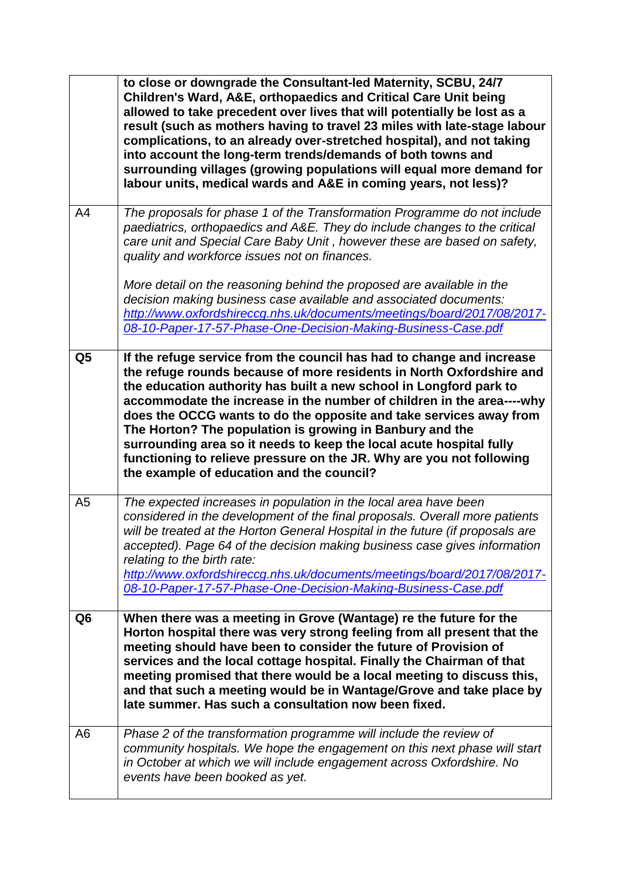| | |
|---|---|
| | **to close or downgrade the Consultant-led Maternity, SCBU, 24/7 Children's Ward, A&E, orthopaedics and Critical Care Unit being allowed to take precedent over lives that will potentially be lost as a result (such as mothers having to travel 23 miles with late-stage labour complications, to an already over-stretched hospital), and not taking into account the long-term trends/demands of both towns and surrounding villages (growing populations will equal more demand for labour units, medical wards and A&E in coming years, not less)?** |
| A4 | *The proposals for phase 1 of the Transformation Programme do not include paediatrics, orthopaedics and A&E. They do include changes to the critical care unit and Special Care Baby Unit , however these are based on safety, quality and workforce issues not on finances.*<br><br>*More detail on the reasoning behind the proposed are available in the decision making business case available and associated documents: http://www.oxfordshireccg.nhs.uk/documents/meetings/board/2017/08/2017-08-10-Paper-17-57-Phase-One-Decision-Making-Business-Case.pdf* |
| **Q5** | **If the refuge service from the council has had to change and increase the refuge rounds because of more residents in North Oxfordshire and the education authority has built a new school in Longford park to accommodate the increase in the number of children in the area----why does the OCCG wants to do the opposite and take services away from The Horton? The population is growing in Banbury and the surrounding area so it needs to keep the local acute hospital fully functioning to relieve pressure on the JR. Why are you not following the example of education and the council?** |
| A5 | *The expected increases in population in the local area have been considered in the development of the final proposals. Overall more patients will be treated at the Horton General Hospital in the future (if proposals are accepted). Page 64 of the decision making business case gives information relating to the birth rate: http://www.oxfordshireccg.nhs.uk/documents/meetings/board/2017/08/2017-08-10-Paper-17-57-Phase-One-Decision-Making-Business-Case.pdf* |
| **Q6** | **When there was a meeting in Grove (Wantage) re the future for the Horton hospital there was very strong feeling from all present that the meeting should have been to consider the future of Provision of services and the local cottage hospital. Finally the Chairman of that meeting promised that there would be a local meeting to discuss this, and that such a meeting would be in Wantage/Grove and take place by late summer. Has such a consultation now been fixed.** |
| A6 | *Phase 2 of the transformation programme will include the review of community hospitals. We hope the engagement on this next phase will start in October at which we will include engagement across Oxfordshire. No events have been booked as yet.* |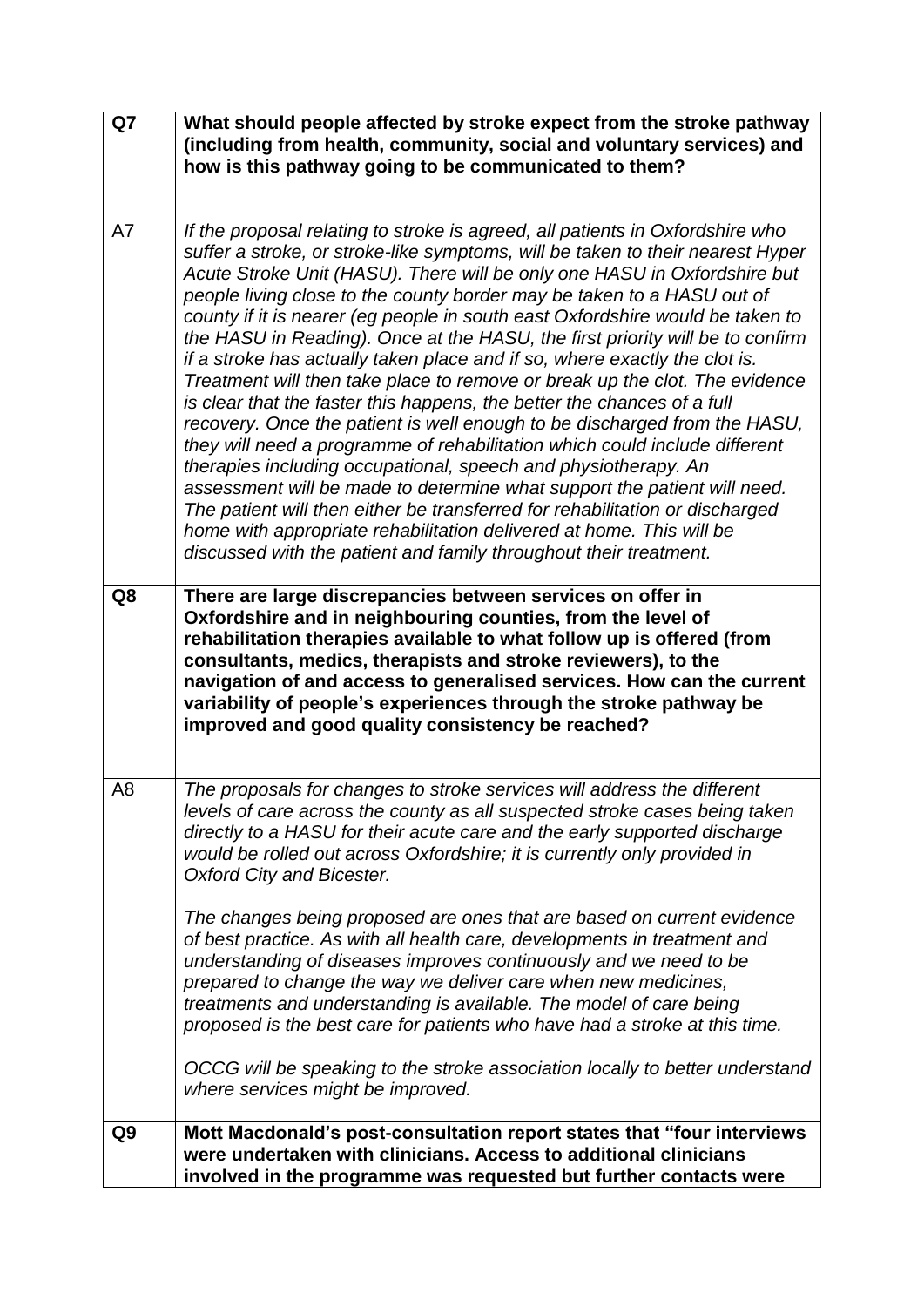| | |
|---|---|
| **Q7** | **What should people affected by stroke expect from the stroke pathway (including from health, community, social and voluntary services) and how is this pathway going to be communicated to them?** |
| A7 | *If the proposal relating to stroke is agreed, all patients in Oxfordshire who suffer a stroke, or stroke-like symptoms, will be taken to their nearest Hyper Acute Stroke Unit (HASU). There will be only one HASU in Oxfordshire but people living close to the county border may be taken to a HASU out of county if it is nearer (eg people in south east Oxfordshire would be taken to the HASU in Reading). Once at the HASU, the first priority will be to confirm if a stroke has actually taken place and if so, where exactly the clot is. Treatment will then take place to remove or break up the clot. The evidence is clear that the faster this happens, the better the chances of a full recovery. Once the patient is well enough to be discharged from the HASU, they will need a programme of rehabilitation which could include different therapies including occupational, speech and physiotherapy. An assessment will be made to determine what support the patient will need. The patient will then either be transferred for rehabilitation or discharged home with appropriate rehabilitation delivered at home. This will be discussed with the patient and family throughout their treatment.* |
| **Q8** | **There are large discrepancies between services on offer in Oxfordshire and in neighbouring counties, from the level of rehabilitation therapies available to what follow up is offered (from consultants, medics, therapists and stroke reviewers), to the navigation of and access to generalised services. How can the current variability of people's experiences through the stroke pathway be improved and good quality consistency be reached?** |
| A8 | *The proposals for changes to stroke services will address the different levels of care across the county as all suspected stroke cases being taken directly to a HASU for their acute care and the early supported discharge would be rolled out across Oxfordshire; it is currently only provided in Oxford City and Bicester.*<br><br>*The changes being proposed are ones that are based on current evidence of best practice. As with all health care, developments in treatment and understanding of diseases improves continuously and we need to be prepared to change the way we deliver care when new medicines, treatments and understanding is available. The model of care being proposed is the best care for patients who have had a stroke at this time.*<br><br>*OCCG will be speaking to the stroke association locally to better understand where services might be improved.* |
| **Q9** | **Mott Macdonald's post-consultation report states that "four interviews were undertaken with clinicians. Access to additional clinicians involved in the programme was requested but further contacts were** |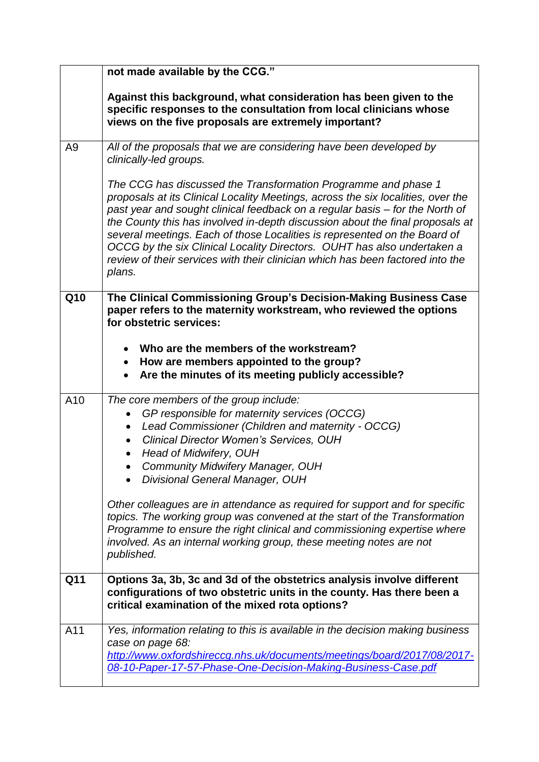| | |
|---|---|
| | **not made available by the CCG."**<br><br>**Against this background, what consideration has been given to the specific responses to the consultation from local clinicians whose views on the five proposals are extremely important?** |
| A9 | *All of the proposals that we are considering have been developed by clinically-led groups.*<br><br>*The CCG has discussed the Transformation Programme and phase 1 proposals at its Clinical Locality Meetings, across the six localities, over the past year and sought clinical feedback on a regular basis – for the North of the County this has involved in-depth discussion about the final proposals at several meetings. Each of those Localities is represented on the Board of OCCG by the six Clinical Locality Directors. OUHT has also undertaken a review of their services with their clinician which has been factored into the plans.* |
| **Q10** | **The Clinical Commissioning Group's Decision-Making Business Case paper refers to the maternity workstream, who reviewed the options for obstetric services:**<br><br>• **Who are the members of the workstream?**<br>• **How are members appointed to the group?**<br>• **Are the minutes of its meeting publicly accessible?** |
| A10 | *The core members of the group include:*<br>• *GP responsible for maternity services (OCCG)*<br>• *Lead Commissioner (Children and maternity - OCCG)*<br>• *Clinical Director Women's Services, OUH*<br>• *Head of Midwifery, OUH*<br>• *Community Midwifery Manager, OUH*<br>• *Divisional General Manager, OUH*<br><br>*Other colleagues are in attendance as required for support and for specific topics. The working group was convened at the start of the Transformation Programme to ensure the right clinical and commissioning expertise where involved. As an internal working group, these meeting notes are not published.* |
| **Q11** | **Options 3a, 3b, 3c and 3d of the obstetrics analysis involve different configurations of two obstetric units in the county. Has there been a critical examination of the mixed rota options?** |
| A11 | *Yes, information relating to this is available in the decision making business case on page 68:*<br>*http://www.oxfordshireccg.nhs.uk/documents/meetings/board/2017/08/2017-08-10-Paper-17-57-Phase-One-Decision-Making-Business-Case.pdf* |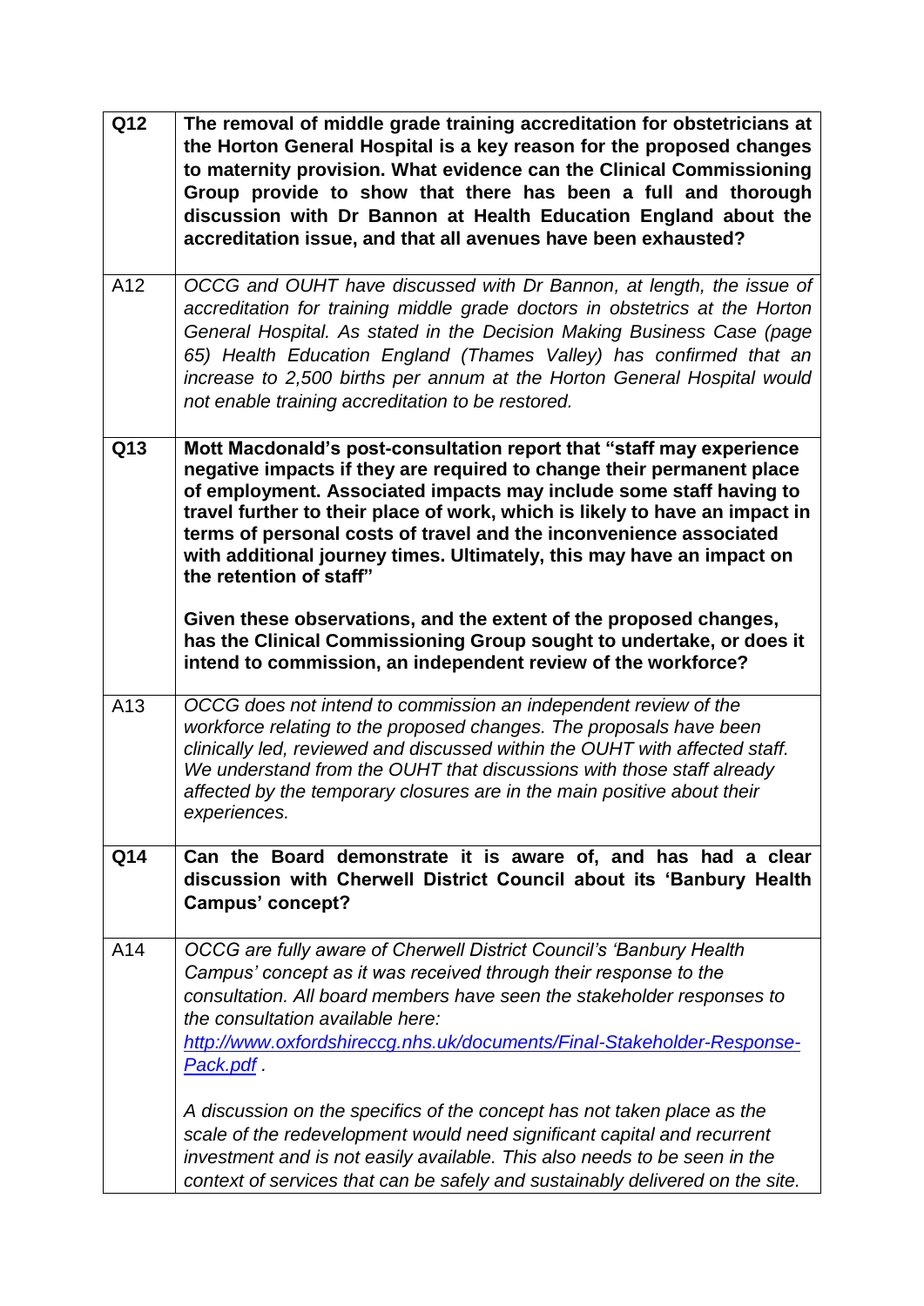| | |
|---|---|
| **Q12** | **The removal of middle grade training accreditation for obstetricians at the Horton General Hospital is a key reason for the proposed changes to maternity provision. What evidence can the Clinical Commissioning Group provide to show that there has been a full and thorough discussion with Dr Bannon at Health Education England about the accreditation issue, and that all avenues have been exhausted?** |
| A12 | *OCCG and OUHT have discussed with Dr Bannon, at length, the issue of accreditation for training middle grade doctors in obstetrics at the Horton General Hospital. As stated in the Decision Making Business Case (page 65) Health Education England (Thames Valley) has confirmed that an increase to 2,500 births per annum at the Horton General Hospital would not enable training accreditation to be restored.* |
| **Q13** | **Mott Macdonald's post-consultation report that "staff may experience negative impacts if they are required to change their permanent place of employment. Associated impacts may include some staff having to travel further to their place of work, which is likely to have an impact in terms of personal costs of travel and the inconvenience associated with additional journey times. Ultimately, this may have an impact on the retention of staff"**<br><br>**Given these observations, and the extent of the proposed changes, has the Clinical Commissioning Group sought to undertake, or does it intend to commission, an independent review of the workforce?** |
| A13 | *OCCG does not intend to commission an independent review of the workforce relating to the proposed changes. The proposals have been clinically led, reviewed and discussed within the OUHT with affected staff. We understand from the OUHT that discussions with those staff already affected by the temporary closures are in the main positive about their experiences.* |
| **Q14** | **Can the Board demonstrate it is aware of, and has had a clear discussion with Cherwell District Council about its 'Banbury Health Campus' concept?** |
| A14 | *OCCG are fully aware of Cherwell District Council's 'Banbury Health Campus' concept as it was received through their response to the consultation. All board members have seen the stakeholder responses to the consultation available here: [http://www.oxfordshireccg.nhs.uk/documents/Final-Stakeholder-Response-Pack.pdf](http://www.oxfordshireccg.nhs.uk/documents/Final-Stakeholder-Response-Pack.pdf) .*<br><br>*A discussion on the specifics of the concept has not taken place as the scale of the redevelopment would need significant capital and recurrent investment and is not easily available. This also needs to be seen in the context of services that can be safely and sustainably delivered on the site.* |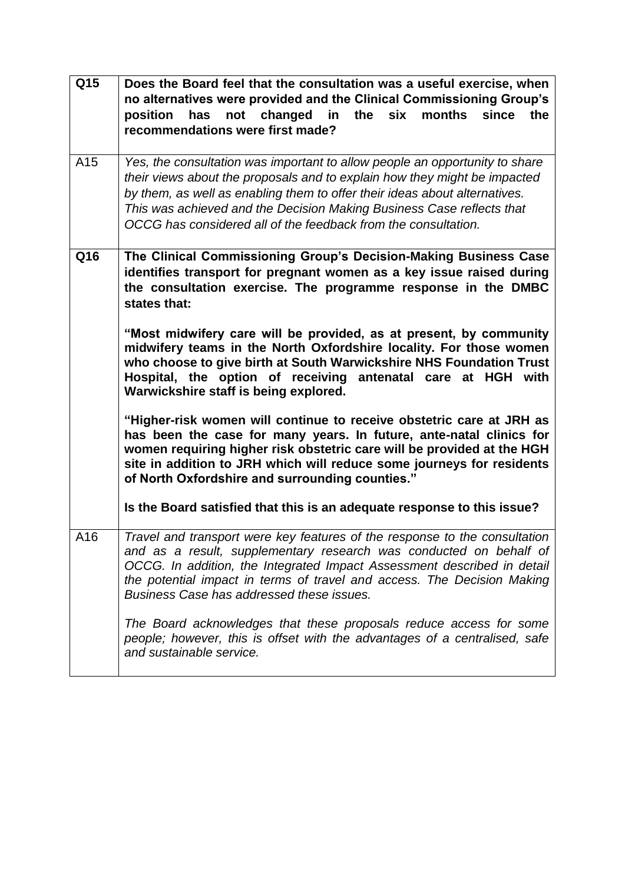| | |
|---|---|
| **Q15** | **Does the Board feel that the consultation was a useful exercise, when no alternatives were provided and the Clinical Commissioning Group's position has not changed in the six months since the recommendations were first made?** |
| A15 | *Yes, the consultation was important to allow people an opportunity to share their views about the proposals and to explain how they might be impacted by them, as well as enabling them to offer their ideas about alternatives. This was achieved and the Decision Making Business Case reflects that OCCG has considered all of the feedback from the consultation.* |
| **Q16** | **The Clinical Commissioning Group's Decision-Making Business Case identifies transport for pregnant women as a key issue raised during the consultation exercise. The programme response in the DMBC states that:**<br><br>**"Most midwifery care will be provided, as at present, by community midwifery teams in the North Oxfordshire locality. For those women who choose to give birth at South Warwickshire NHS Foundation Trust Hospital, the option of receiving antenatal care at HGH with Warwickshire staff is being explored.**<br><br>**"Higher-risk women will continue to receive obstetric care at JRH as has been the case for many years. In future, ante-natal clinics for women requiring higher risk obstetric care will be provided at the HGH site in addition to JRH which will reduce some journeys for residents of North Oxfordshire and surrounding counties."**<br><br>**Is the Board satisfied that this is an adequate response to this issue?** |
| A16 | *Travel and transport were key features of the response to the consultation and as a result, supplementary research was conducted on behalf of OCCG. In addition, the Integrated Impact Assessment described in detail the potential impact in terms of travel and access. The Decision Making Business Case has addressed these issues.*<br><br>*The Board acknowledges that these proposals reduce access for some people; however, this is offset with the advantages of a centralised, safe and sustainable service.* |